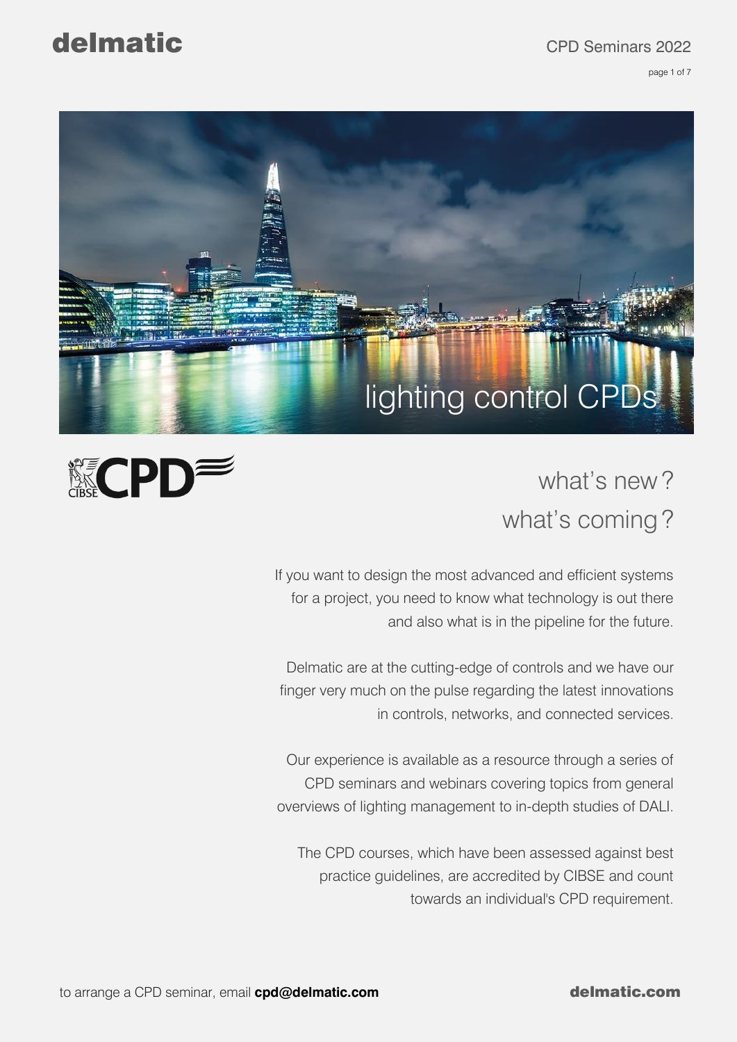# lighting control CPDs

## what's new?
## what's coming?

If you want to design the most advanced and efficient systems for a project, you need to know what technology is out there and also what is in the pipeline for the future.

Delmatic are at the cutting-edge of controls and we have our finger very much on the pulse regarding the latest innovations in controls, networks, and connected services.

Our experience is available as a resource through a series of CPD seminars and webinars covering topics from general overviews of lighting management to in-depth studies of DALI.

The CPD courses, which have been assessed against best practice guidelines, are accredited by CIBSE and count towards an individual's CPD requirement.

to arrange a CPD seminar, email **cpd@delmatic.com**

**delmatic.com**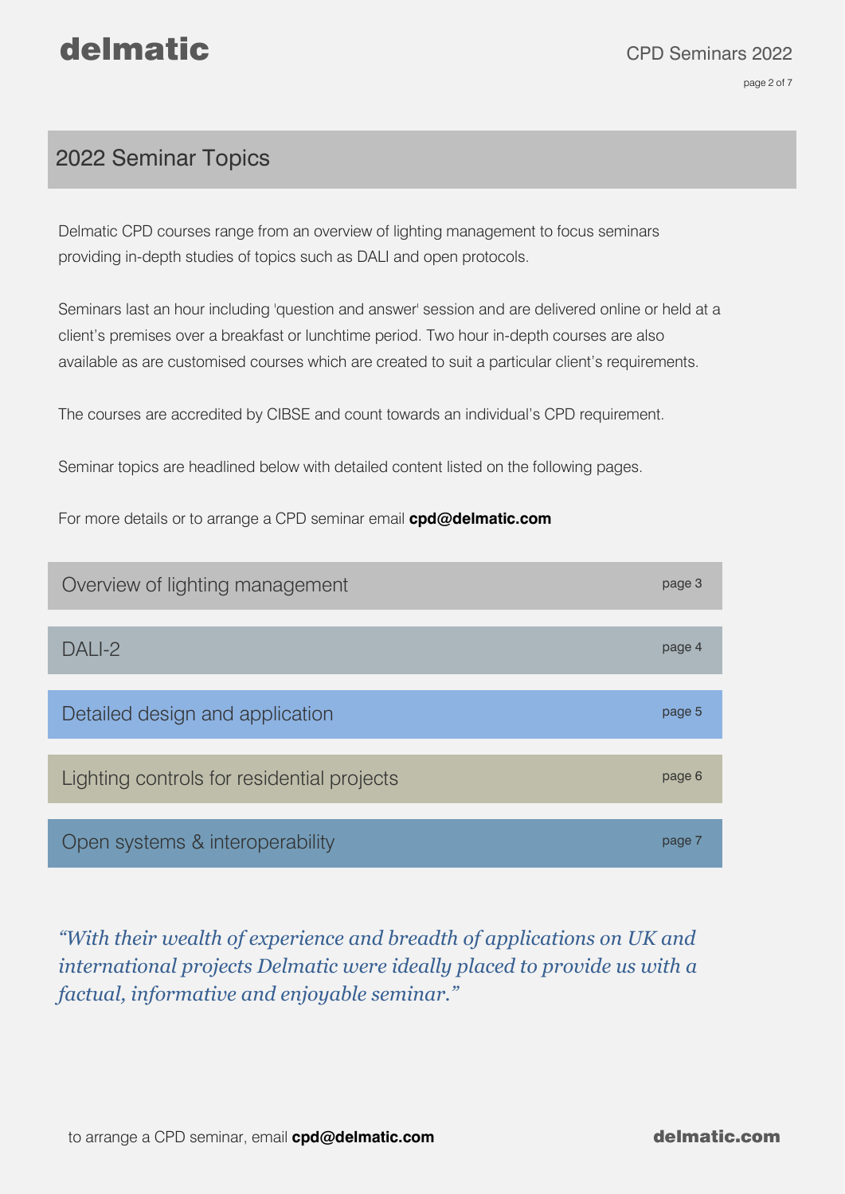## 2022 Seminar Topics

Delmatic CPD courses range from an overview of lighting management to focus seminars providing in-depth studies of topics such as DALI and open protocols.

Seminars last an hour including 'question and answer' session and are delivered online or held at a client's premises over a breakfast or lunchtime period. Two hour in-depth courses are also available as are customised courses which are created to suit a particular client's requirements.

The courses are accredited by CIBSE and count towards an individual's CPD requirement.

Seminar topics are headlined below with detailed content listed on the following pages.

For more details or to arrange a CPD seminar email **cpd@delmatic.com**

| Topic | Page |
|---|---|
| Overview of lighting management | page 3 |
| DALI-2 | page 4 |
| Detailed design and application | page 5 |
| Lighting controls for residential projects | page 6 |
| Open systems & interoperability | page 7 |

*"With their wealth of experience and breadth of applications on UK and international projects Delmatic were ideally placed to provide us with a factual, informative and enjoyable seminar."*

to arrange a CPD seminar, email **cpd@delmatic.com**

**delmatic.com**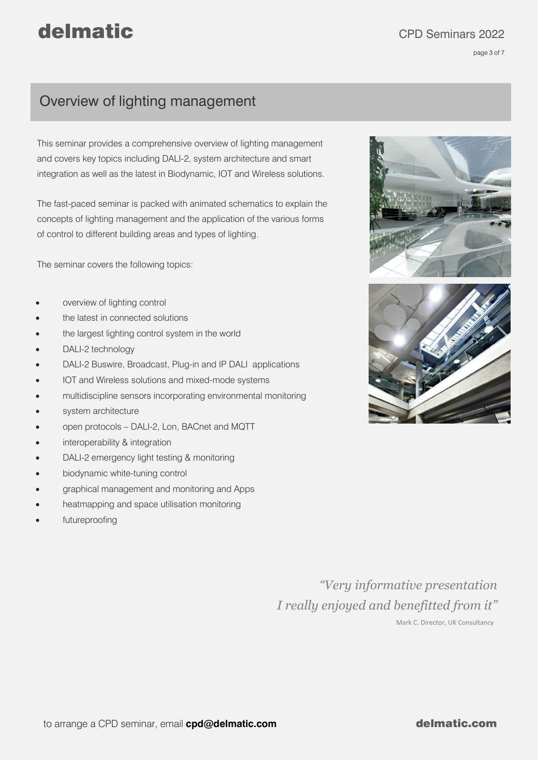# Overview of lighting management

This seminar provides a comprehensive overview of lighting management and covers key topics including DALI-2, system architecture and smart integration as well as the latest in Biodynamic, IOT and Wireless solutions.

The fast-paced seminar is packed with animated schematics to explain the concepts of lighting management and the application of the various forms of control to different building areas and types of lighting.

The seminar covers the following topics:

- overview of lighting control
- the latest in connected solutions
- the largest lighting control system in the world
- DALI-2 technology
- DALI-2 Buswire, Broadcast, Plug-in and IP DALI applications
- IOT and Wireless solutions and mixed-mode systems
- multidiscipline sensors incorporating environmental monitoring
- system architecture
- open protocols – DALI-2, Lon, BACnet and MQTT
- interoperability & integration
- DALI-2 emergency light testing & monitoring
- biodynamic white-tuning control
- graphical management and monitoring and Apps
- heatmapping and space utilisation monitoring
- futureproofing

*"Very informative presentation I really enjoyed and benefitted from it"*

Mark C. Director, UK Consultancy

to arrange a CPD seminar, email **cpd@delmatic.com**

**delmatic.com**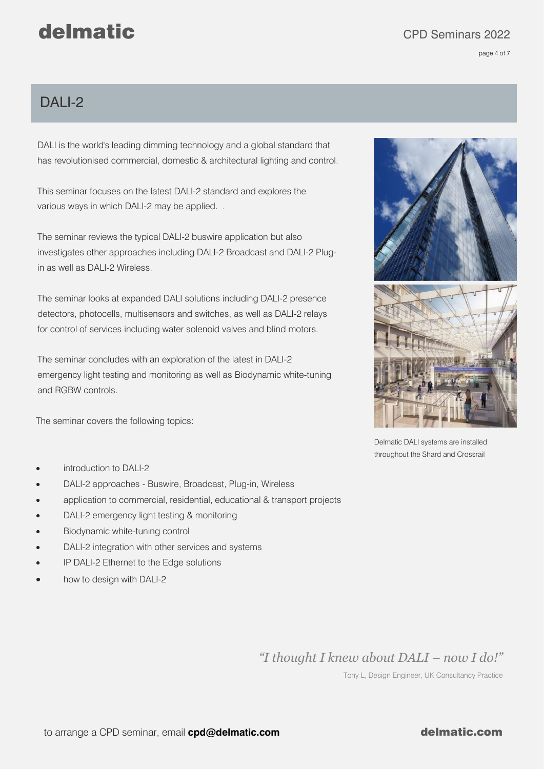## DALI-2

DALI is the world's leading dimming technology and a global standard that has revolutionised commercial, domestic & architectural lighting and control.

This seminar focuses on the latest DALI-2 standard and explores the various ways in which DALI-2 may be applied. .

The seminar reviews the typical DALI-2 buswire application but also investigates other approaches including DALI-2 Broadcast and DALI-2 Plug-in as well as DALI-2 Wireless.

The seminar looks at expanded DALI solutions including DALI-2 presence detectors, photocells, multisensors and switches, as well as DALI-2 relays for control of services including water solenoid valves and blind motors.

The seminar concludes with an exploration of the latest in DALI-2 emergency light testing and monitoring as well as Biodynamic white-tuning and RGBW controls.

The seminar covers the following topics:

- introduction to DALI-2
- DALI-2 approaches - Buswire, Broadcast, Plug-in, Wireless
- application to commercial, residential, educational & transport projects
- DALI-2 emergency light testing & monitoring
- Biodynamic white-tuning control
- DALI-2 integration with other services and systems
- IP DALI-2 Ethernet to the Edge solutions
- how to design with DALI-2

Delmatic DALI systems are installed throughout the Shard and Crossrail

*"I thought I knew about DALI – now I do!"*

Tony L, Design Engineer, UK Consultancy Practice

to arrange a CPD seminar, email **cpd@delmatic.com**

**delmatic.com**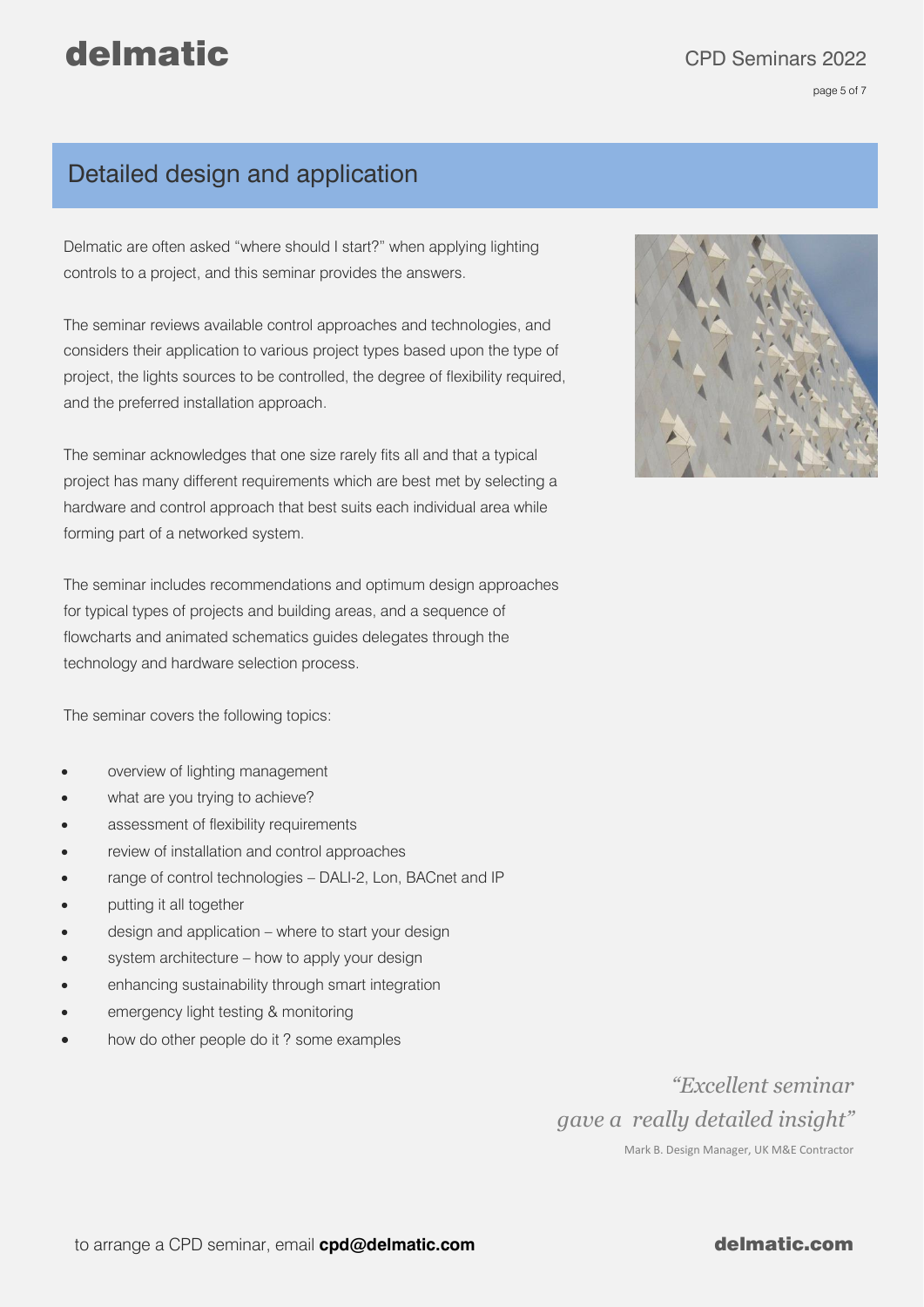## Detailed design and application

Delmatic are often asked "where should I start?" when applying lighting controls to a project, and this seminar provides the answers.

The seminar reviews available control approaches and technologies, and considers their application to various project types based upon the type of project, the lights sources to be controlled, the degree of flexibility required, and the preferred installation approach.

The seminar acknowledges that one size rarely fits all and that a typical project has many different requirements which are best met by selecting a hardware and control approach that best suits each individual area while forming part of a networked system.

The seminar includes recommendations and optimum design approaches for typical types of projects and building areas, and a sequence of flowcharts and animated schematics guides delegates through the technology and hardware selection process.

The seminar covers the following topics:

- overview of lighting management
- what are you trying to achieve?
- assessment of flexibility requirements
- review of installation and control approaches
- range of control technologies – DALI-2, Lon, BACnet and IP
- putting it all together
- design and application – where to start your design
- system architecture – how to apply your design
- enhancing sustainability through smart integration
- emergency light testing & monitoring
- how do other people do it ? some examples

*"Excellent seminar gave a really detailed insight"*

Mark B. Design Manager, UK M&E Contractor

to arrange a CPD seminar, email **cpd@delmatic.com**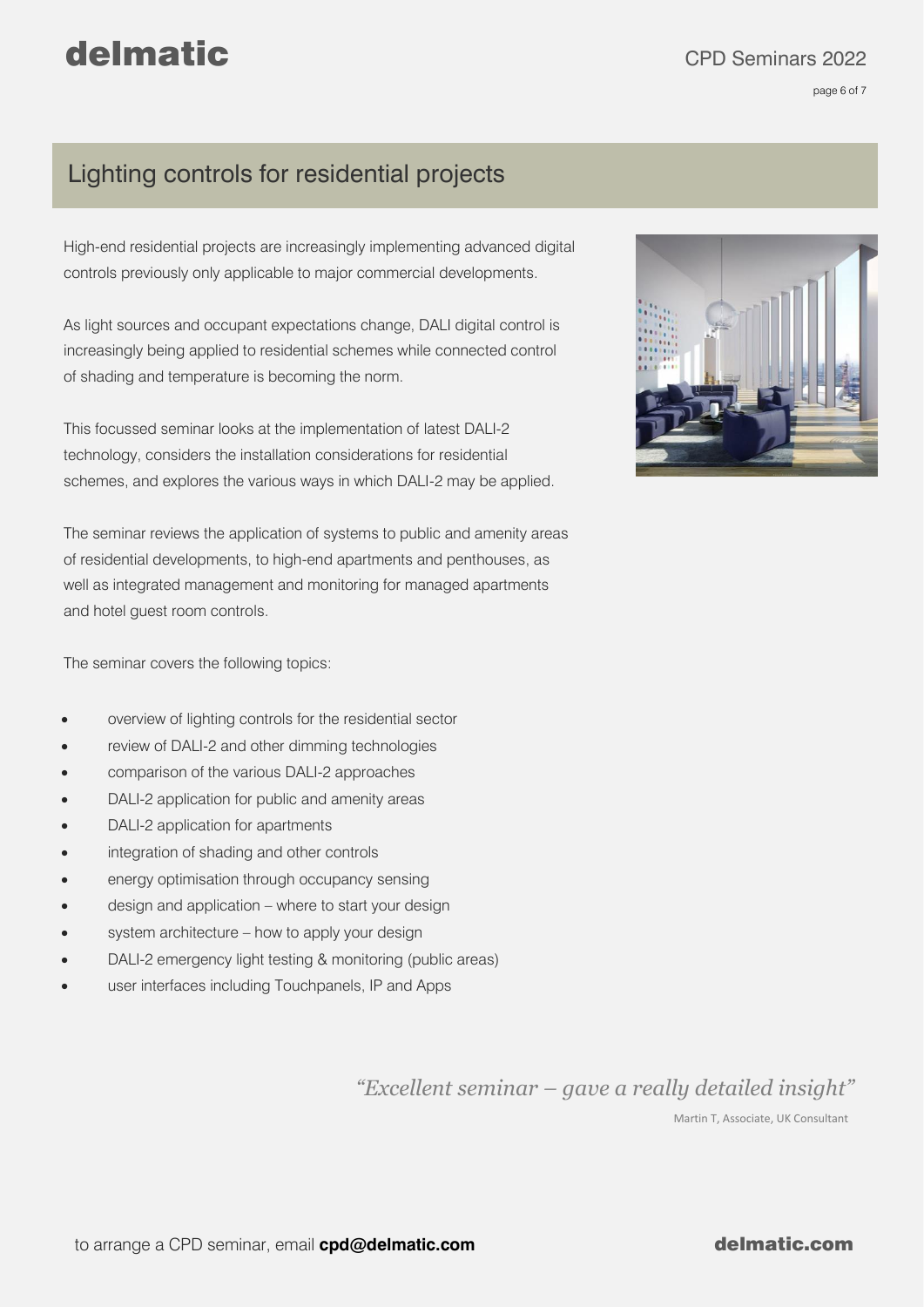## Lighting controls for residential projects

High-end residential projects are increasingly implementing advanced digital controls previously only applicable to major commercial developments.

As light sources and occupant expectations change, DALI digital control is increasingly being applied to residential schemes while connected control of shading and temperature is becoming the norm.

This focussed seminar looks at the implementation of latest DALI-2 technology, considers the installation considerations for residential schemes, and explores the various ways in which DALI-2 may be applied.

The seminar reviews the application of systems to public and amenity areas of residential developments, to high-end apartments and penthouses, as well as integrated management and monitoring for managed apartments and hotel guest room controls.

The seminar covers the following topics:

- overview of lighting controls for the residential sector
- review of DALI-2 and other dimming technologies
- comparison of the various DALI-2 approaches
- DALI-2 application for public and amenity areas
- DALI-2 application for apartments
- integration of shading and other controls
- energy optimisation through occupancy sensing
- design and application – where to start your design
- system architecture – how to apply your design
- DALI-2 emergency light testing & monitoring (public areas)
- user interfaces including Touchpanels, IP and Apps

*"Excellent seminar – gave a really detailed insight"*

Martin T, Associate, UK Consultant

to arrange a CPD seminar, email **cpd@delmatic.com**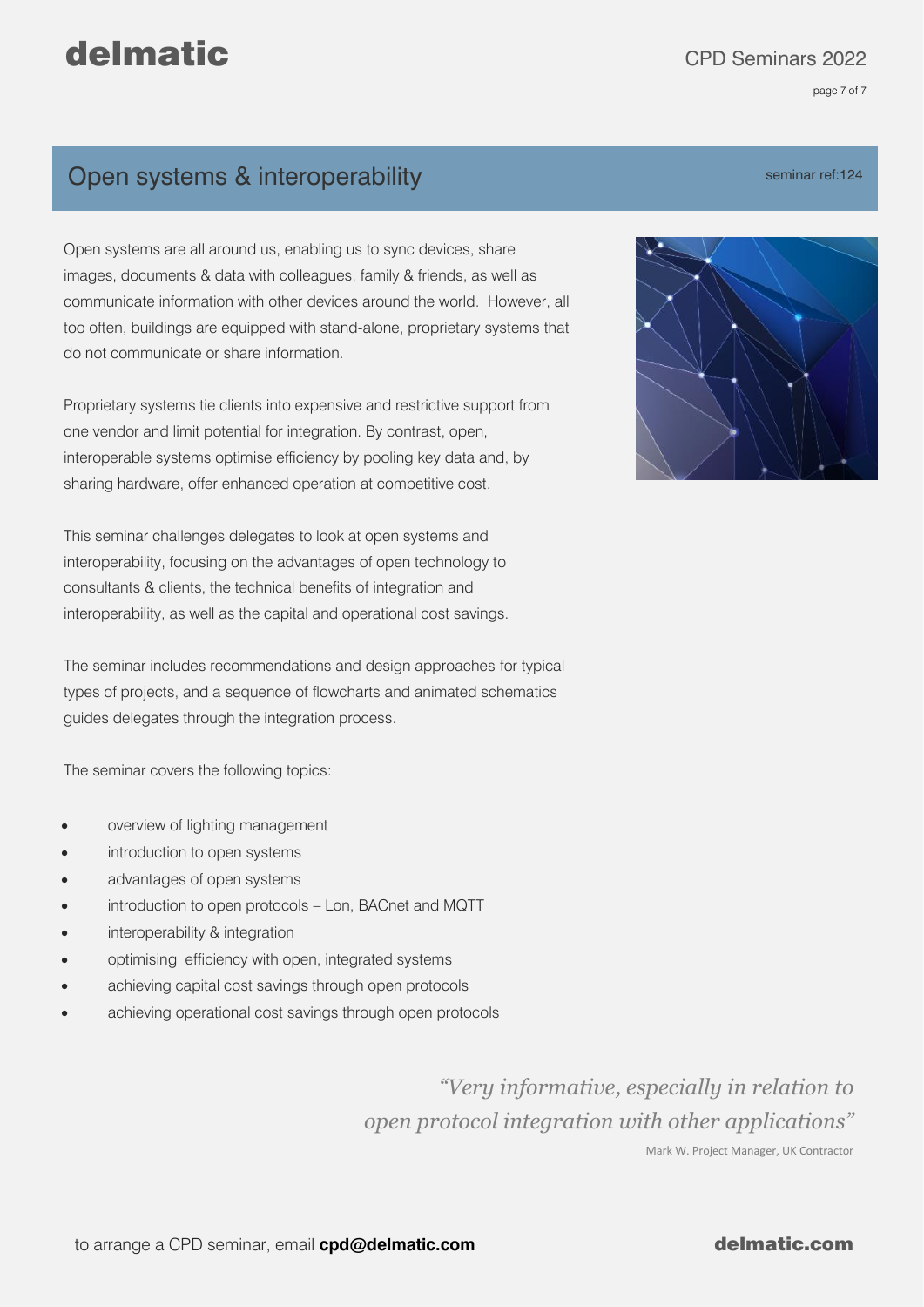## Open systems & interoperability

seminar ref:124

Open systems are all around us, enabling us to sync devices, share images, documents & data with colleagues, family & friends, as well as communicate information with other devices around the world. However, all too often, buildings are equipped with stand-alone, proprietary systems that do not communicate or share information.

Proprietary systems tie clients into expensive and restrictive support from one vendor and limit potential for integration. By contrast, open, interoperable systems optimise efficiency by pooling key data and, by sharing hardware, offer enhanced operation at competitive cost.

This seminar challenges delegates to look at open systems and interoperability, focusing on the advantages of open technology to consultants & clients, the technical benefits of integration and interoperability, as well as the capital and operational cost savings.

The seminar includes recommendations and design approaches for typical types of projects, and a sequence of flowcharts and animated schematics guides delegates through the integration process.

The seminar covers the following topics:

- overview of lighting management
- introduction to open systems
- advantages of open systems
- introduction to open protocols – Lon, BACnet and MQTT
- interoperability & integration
- optimising efficiency with open, integrated systems
- achieving capital cost savings through open protocols
- achieving operational cost savings through open protocols

*"Very informative, especially in relation to open protocol integration with other applications"*

Mark W. Project Manager, UK Contractor

to arrange a CPD seminar, email **cpd@delmatic.com**

**delmatic.com**